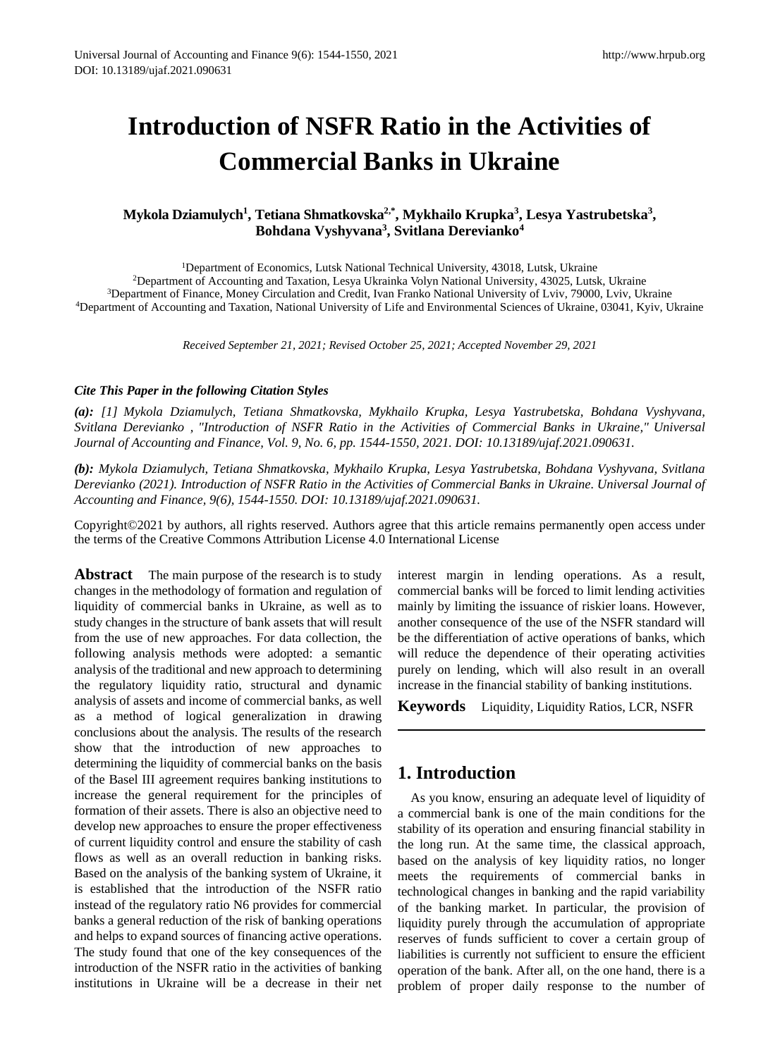# Introduction of NSFR Ratio in the Activities of Commercial Banks in Ukraine

**Mykola Dziamulych[1], Tetiana Shmatkovska[2,*], Mykhailo Krupka[3], Lesya Yastrubetska[3], Bohdana Vyshyvana[3], Svitlana Derevianko[4]**

[1]Department of Economics, Lutsk National Technical University, 43018, Lutsk, Ukraine
[2]Department of Accounting and Taxation, Lesya Ukrainka Volyn National University, 43025, Lutsk, Ukraine
[3]Department of Finance, Money Circulation and Credit, Ivan Franko National University of Lviv, 79000, Lviv, Ukraine
[4]Department of Accounting and Taxation, National University of Life and Environmental Sciences of Ukraine, 03041, Kyiv, Ukraine

*Received September 21, 2021; Revised October 25, 2021; Accepted November 29, 2021*

***Cite This Paper in the following Citation Styles***

***(a):*** *[1] Mykola Dziamulych, Tetiana Shmatkovska, Mykhailo Krupka, Lesya Yastrubetska, Bohdana Vyshyvana, Svitlana Derevianko , "Introduction of NSFR Ratio in the Activities of Commercial Banks in Ukraine," Universal Journal of Accounting and Finance, Vol. 9, No. 6, pp. 1544-1550, 2021. DOI: 10.13189/ujaf.2021.090631.*

***(b):*** *Mykola Dziamulych, Tetiana Shmatkovska, Mykhailo Krupka, Lesya Yastrubetska, Bohdana Vyshyvana, Svitlana Derevianko (2021). Introduction of NSFR Ratio in the Activities of Commercial Banks in Ukraine. Universal Journal of Accounting and Finance, 9(6), 1544-1550. DOI: 10.13189/ujaf.2021.090631.*

Copyright©2021 by authors, all rights reserved. Authors agree that this article remains permanently open access under the terms of the Creative Commons Attribution License 4.0 International License

**Abstract** The main purpose of the research is to study changes in the methodology of formation and regulation of liquidity of commercial banks in Ukraine, as well as to study changes in the structure of bank assets that will result from the use of new approaches. For data collection, the following analysis methods were adopted: a semantic analysis of the traditional and new approach to determining the regulatory liquidity ratio, structural and dynamic analysis of assets and income of commercial banks, as well as a method of logical generalization in drawing conclusions about the analysis. The results of the research show that the introduction of new approaches to determining the liquidity of commercial banks on the basis of the Basel III agreement requires banking institutions to increase the general requirement for the principles of formation of their assets. There is also an objective need to develop new approaches to ensure the proper effectiveness of current liquidity control and ensure the stability of cash flows as well as an overall reduction in banking risks. Based on the analysis of the banking system of Ukraine, it is established that the introduction of the NSFR ratio instead of the regulatory ratio N6 provides for commercial banks a general reduction of the risk of banking operations and helps to expand sources of financing active operations. The study found that one of the key consequences of the introduction of the NSFR ratio in the activities of banking institutions in Ukraine will be a decrease in their net interest margin in lending operations. As a result, commercial banks will be forced to limit lending activities mainly by limiting the issuance of riskier loans. However, another consequence of the use of the NSFR standard will be the differentiation of active operations of banks, which will reduce the dependence of their operating activities purely on lending, which will also result in an overall increase in the financial stability of banking institutions.

**Keywords** Liquidity, Liquidity Ratios, LCR, NSFR

## 1. Introduction

As you know, ensuring an adequate level of liquidity of a commercial bank is one of the main conditions for the stability of its operation and ensuring financial stability in the long run. At the same time, the classical approach, based on the analysis of key liquidity ratios, no longer meets the requirements of commercial banks in technological changes in banking and the rapid variability of the banking market. In particular, the provision of liquidity purely through the accumulation of appropriate reserves of funds sufficient to cover a certain group of liabilities is currently not sufficient to ensure the efficient operation of the bank. After all, on the one hand, there is a problem of proper daily response to the number of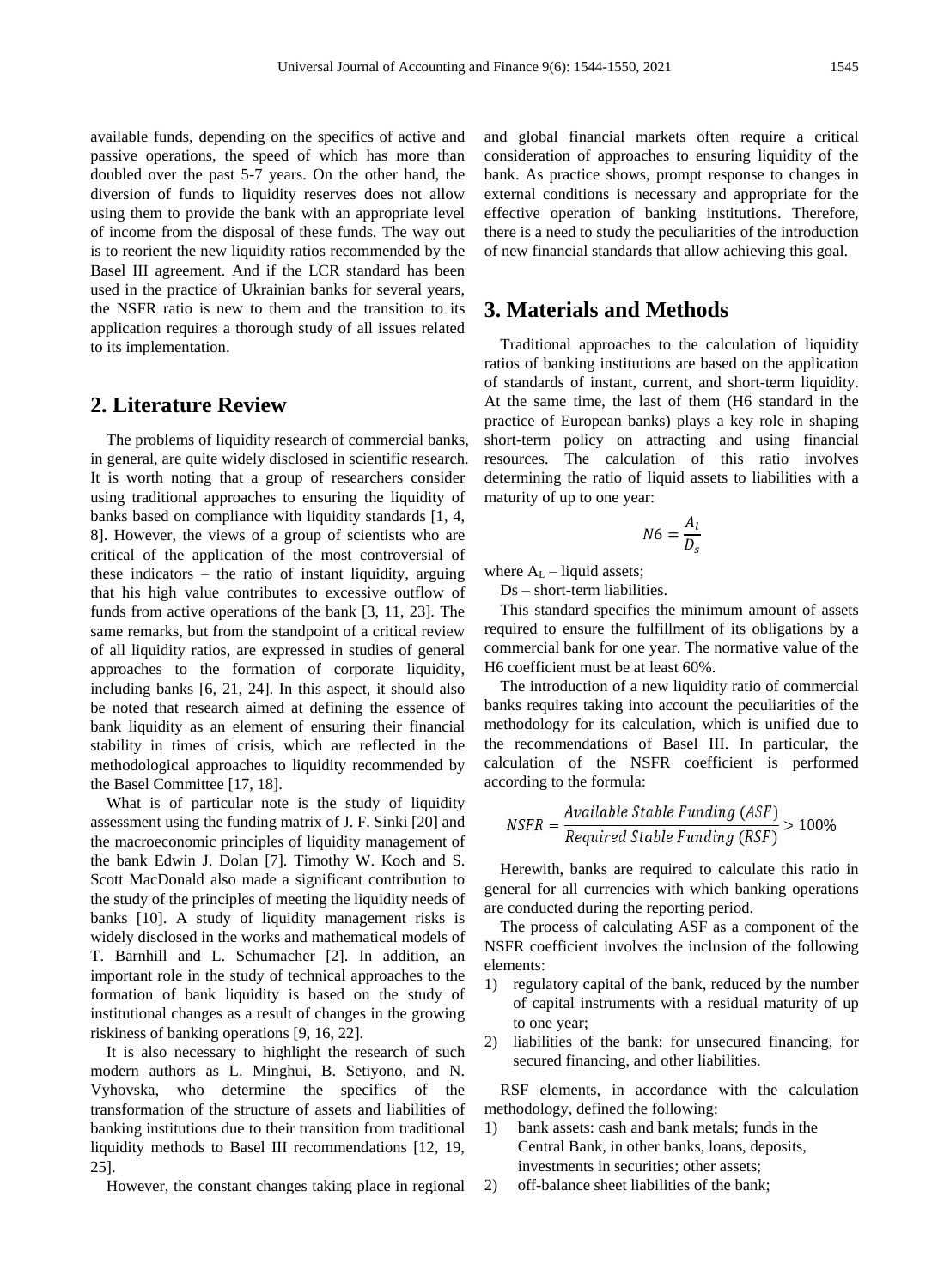available funds, depending on the specifics of active and passive operations, the speed of which has more than doubled over the past 5-7 years. On the other hand, the diversion of funds to liquidity reserves does not allow using them to provide the bank with an appropriate level of income from the disposal of these funds. The way out is to reorient the new liquidity ratios recommended by the Basel III agreement. And if the LCR standard has been used in the practice of Ukrainian banks for several years, the NSFR ratio is new to them and the transition to its application requires a thorough study of all issues related to its implementation.

## 2. Literature Review

The problems of liquidity research of commercial banks, in general, are quite widely disclosed in scientific research. It is worth noting that a group of researchers consider using traditional approaches to ensuring the liquidity of banks based on compliance with liquidity standards [1, 4, 8]. However, the views of a group of scientists who are critical of the application of the most controversial of these indicators – the ratio of instant liquidity, arguing that his high value contributes to excessive outflow of funds from active operations of the bank [3, 11, 23]. The same remarks, but from the standpoint of a critical review of all liquidity ratios, are expressed in studies of general approaches to the formation of corporate liquidity, including banks [6, 21, 24]. In this aspect, it should also be noted that research aimed at defining the essence of bank liquidity as an element of ensuring their financial stability in times of crisis, which are reflected in the methodological approaches to liquidity recommended by the Basel Committee [17, 18].

What is of particular note is the study of liquidity assessment using the funding matrix of J. F. Sinki [20] and the macroeconomic principles of liquidity management of the bank Edwin J. Dolan [7]. Timothy W. Koch and S. Scott MacDonald also made a significant contribution to the study of the principles of meeting the liquidity needs of banks [10]. A study of liquidity management risks is widely disclosed in the works and mathematical models of T. Barnhill and L. Schumacher [2]. In addition, an important role in the study of technical approaches to the formation of bank liquidity is based on the study of institutional changes as a result of changes in the growing riskiness of banking operations [9, 16, 22].

It is also necessary to highlight the research of such modern authors as L. Minghui, B. Setiyono, and N. Vyhovska, who determine the specifics of the transformation of the structure of assets and liabilities of banking institutions due to their transition from traditional liquidity methods to Basel III recommendations [12, 19, 25].

However, the constant changes taking place in regional and global financial markets often require a critical consideration of approaches to ensuring liquidity of the bank. As practice shows, prompt response to changes in external conditions is necessary and appropriate for the effective operation of banking institutions. Therefore, there is a need to study the peculiarities of the introduction of new financial standards that allow achieving this goal.

## 3. Materials and Methods

Traditional approaches to the calculation of liquidity ratios of banking institutions are based on the application of standards of instant, current, and short-term liquidity. At the same time, the last of them (H6 standard in the practice of European banks) plays a key role in shaping short-term policy on attracting and using financial resources. The calculation of this ratio involves determining the ratio of liquid assets to liabilities with a maturity of up to one year:

$$N6 = \frac{A_l}{D_s}$$

where $A_L$ – liquid assets;

Ds – short-term liabilities.

This standard specifies the minimum amount of assets required to ensure the fulfillment of its obligations by a commercial bank for one year. The normative value of the H6 coefficient must be at least 60%.

The introduction of a new liquidity ratio of commercial banks requires taking into account the peculiarities of the methodology for its calculation, which is unified due to the recommendations of Basel III. In particular, the calculation of the NSFR coefficient is performed according to the formula:

$$NSFR = \frac{Available\ Stable\ Funding\ (ASF)}{Required\ Stable\ Funding\ (RSF)} > 100\%$$

Herewith, banks are required to calculate this ratio in general for all currencies with which banking operations are conducted during the reporting period.

The process of calculating ASF as a component of the NSFR coefficient involves the inclusion of the following elements:

1) regulatory capital of the bank, reduced by the number of capital instruments with a residual maturity of up to one year;
2) liabilities of the bank: for unsecured financing, for secured financing, and other liabilities.

RSF elements, in accordance with the calculation methodology, defined the following:

1) bank assets: cash and bank metals; funds in the Central Bank, in other banks, loans, deposits, investments in securities; other assets;
2) off-balance sheet liabilities of the bank;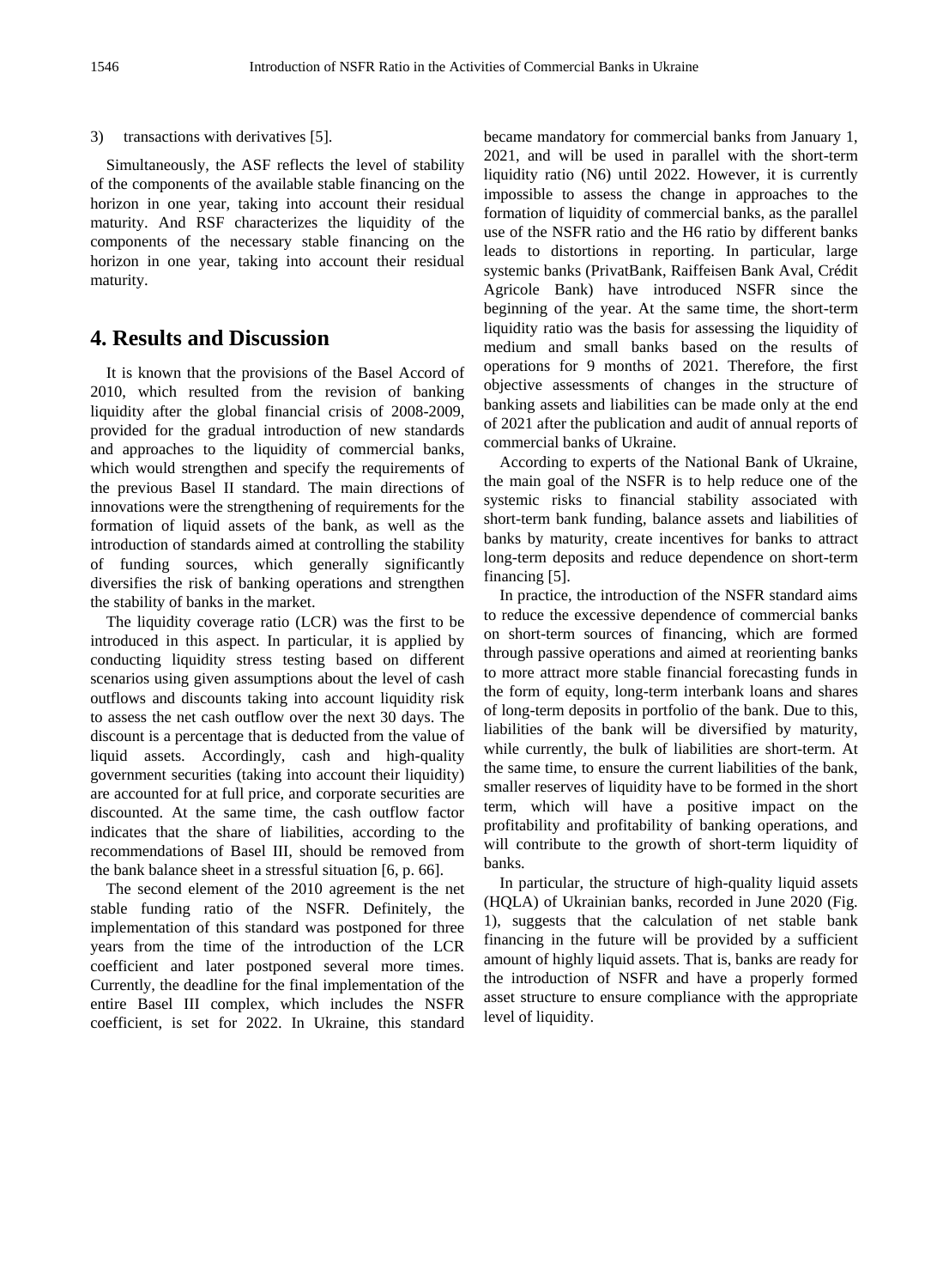3) transactions with derivatives [5].

Simultaneously, the ASF reflects the level of stability of the components of the available stable financing on the horizon in one year, taking into account their residual maturity. And RSF characterizes the liquidity of the components of the necessary stable financing on the horizon in one year, taking into account their residual maturity.

## 4. Results and Discussion

It is known that the provisions of the Basel Accord of 2010, which resulted from the revision of banking liquidity after the global financial crisis of 2008-2009, provided for the gradual introduction of new standards and approaches to the liquidity of commercial banks, which would strengthen and specify the requirements of the previous Basel II standard. The main directions of innovations were the strengthening of requirements for the formation of liquid assets of the bank, as well as the introduction of standards aimed at controlling the stability of funding sources, which generally significantly diversifies the risk of banking operations and strengthen the stability of banks in the market.

The liquidity coverage ratio (LCR) was the first to be introduced in this aspect. In particular, it is applied by conducting liquidity stress testing based on different scenarios using given assumptions about the level of cash outflows and discounts taking into account liquidity risk to assess the net cash outflow over the next 30 days. The discount is a percentage that is deducted from the value of liquid assets. Accordingly, cash and high-quality government securities (taking into account their liquidity) are accounted for at full price, and corporate securities are discounted. At the same time, the cash outflow factor indicates that the share of liabilities, according to the recommendations of Basel III, should be removed from the bank balance sheet in a stressful situation [6, p. 66].

The second element of the 2010 agreement is the net stable funding ratio of the NSFR. Definitely, the implementation of this standard was postponed for three years from the time of the introduction of the LCR coefficient and later postponed several more times. Currently, the deadline for the final implementation of the entire Basel III complex, which includes the NSFR coefficient, is set for 2022. In Ukraine, this standard became mandatory for commercial banks from January 1, 2021, and will be used in parallel with the short-term liquidity ratio (N6) until 2022. However, it is currently impossible to assess the change in approaches to the formation of liquidity of commercial banks, as the parallel use of the NSFR ratio and the H6 ratio by different banks leads to distortions in reporting. In particular, large systemic banks (PrivatBank, Raiffeisen Bank Aval, Crédit Agricole Bank) have introduced NSFR since the beginning of the year. At the same time, the short-term liquidity ratio was the basis for assessing the liquidity of medium and small banks based on the results of operations for 9 months of 2021. Therefore, the first objective assessments of changes in the structure of banking assets and liabilities can be made only at the end of 2021 after the publication and audit of annual reports of commercial banks of Ukraine.

According to experts of the National Bank of Ukraine, the main goal of the NSFR is to help reduce one of the systemic risks to financial stability associated with short-term bank funding, balance assets and liabilities of banks by maturity, create incentives for banks to attract long-term deposits and reduce dependence on short-term financing [5].

In practice, the introduction of the NSFR standard aims to reduce the excessive dependence of commercial banks on short-term sources of financing, which are formed through passive operations and aimed at reorienting banks to more attract more stable financial forecasting funds in the form of equity, long-term interbank loans and shares of long-term deposits in portfolio of the bank. Due to this, liabilities of the bank will be diversified by maturity, while currently, the bulk of liabilities are short-term. At the same time, to ensure the current liabilities of the bank, smaller reserves of liquidity have to be formed in the short term, which will have a positive impact on the profitability and profitability of banking operations, and will contribute to the growth of short-term liquidity of banks.

In particular, the structure of high-quality liquid assets (HQLA) of Ukrainian banks, recorded in June 2020 (Fig. 1), suggests that the calculation of net stable bank financing in the future will be provided by a sufficient amount of highly liquid assets. That is, banks are ready for the introduction of NSFR and have a properly formed asset structure to ensure compliance with the appropriate level of liquidity.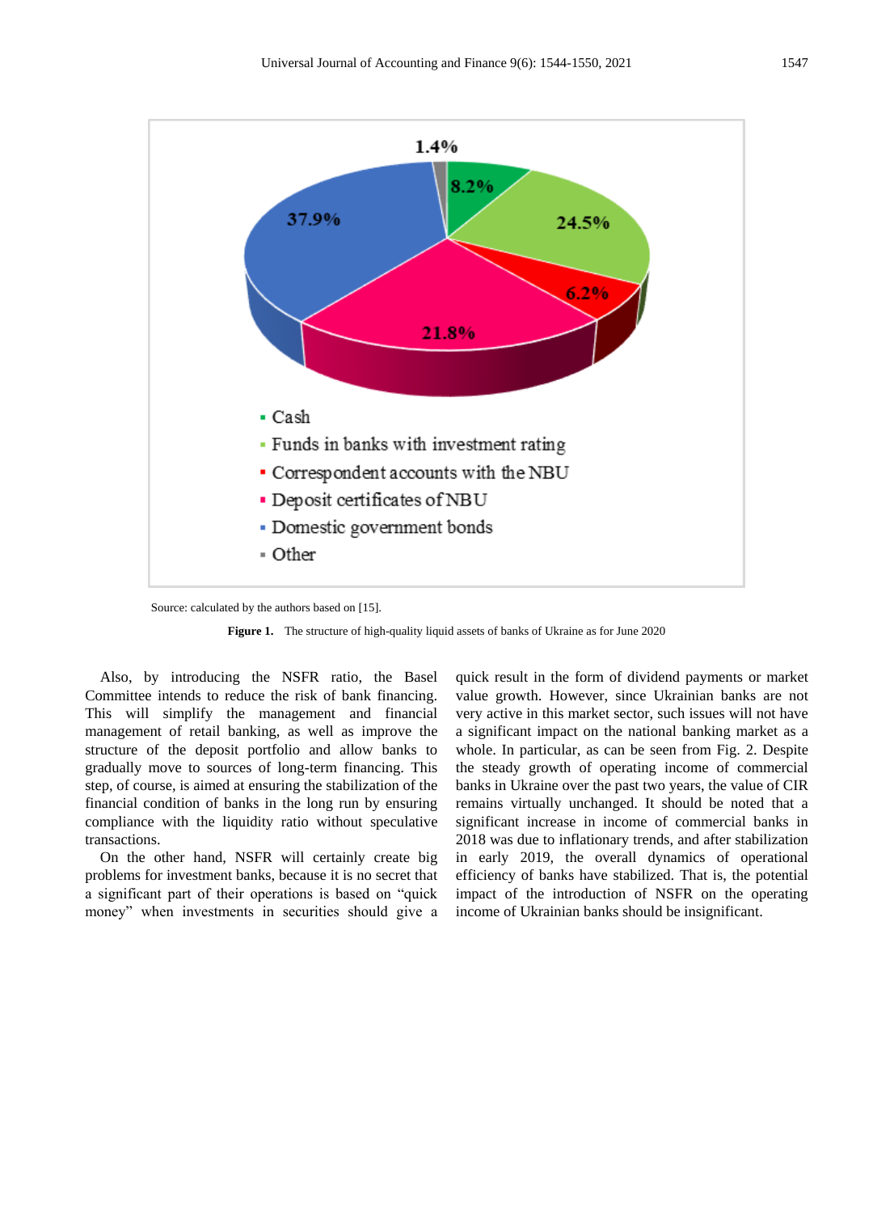Source: calculated by the authors based on [15].

**Figure 1.** The structure of high-quality liquid assets of banks of Ukraine as for June 2020

Also, by introducing the NSFR ratio, the Basel Committee intends to reduce the risk of bank financing. This will simplify the management and financial management of retail banking, as well as improve the structure of the deposit portfolio and allow banks to gradually move to sources of long-term financing. This step, of course, is aimed at ensuring the stabilization of the financial condition of banks in the long run by ensuring compliance with the liquidity ratio without speculative transactions.

On the other hand, NSFR will certainly create big problems for investment banks, because it is no secret that a significant part of their operations is based on "quick money" when investments in securities should give a quick result in the form of dividend payments or market value growth. However, since Ukrainian banks are not very active in this market sector, such issues will not have a significant impact on the national banking market as a whole. In particular, as can be seen from Fig. 2. Despite the steady growth of operating income of commercial banks in Ukraine over the past two years, the value of CIR remains virtually unchanged. It should be noted that a significant increase in income of commercial banks in 2018 was due to inflationary trends, and after stabilization in early 2019, the overall dynamics of operational efficiency of banks have stabilized. That is, the potential impact of the introduction of NSFR on the operating income of Ukrainian banks should be insignificant.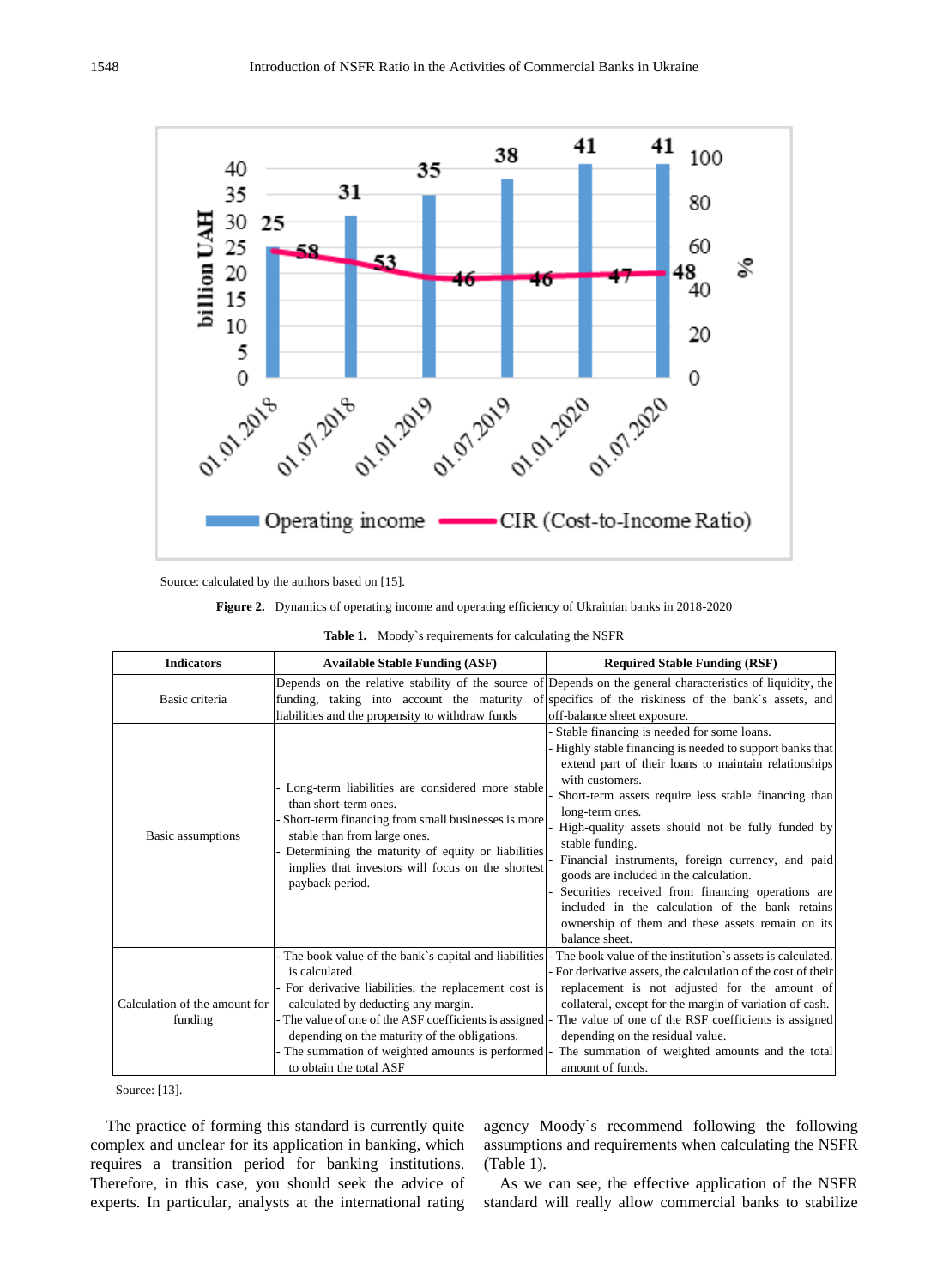Source: calculated by the authors based on [15].

**Figure 2.** Dynamics of operating income and operating efficiency of Ukrainian banks in 2018-2020

**Table 1.** Moody`s requirements for calculating the NSFR

| Indicators | Available Stable Funding (ASF) | Required Stable Funding (RSF) |
|---|---|---|
| Basic criteria | Depends on the relative stability of the source of funding, taking into account the maturity of liabilities and the propensity to withdraw funds | Depends on the general characteristics of liquidity, the specifics of the riskiness of the bank`s assets, and off-balance sheet exposure. |
| Basic assumptions | - Long-term liabilities are considered more stable than short-term ones.<br>- Short-term financing from small businesses is more stable than from large ones.<br>- Determining the maturity of equity or liabilities implies that investors will focus on the shortest payback period. | - Stable financing is needed for some loans.<br>- Highly stable financing is needed to support banks that extend part of their loans to maintain relationships with customers.<br>- Short-term assets require less stable financing than long-term ones.<br>- High-quality assets should not be fully funded by stable funding.<br>- Financial instruments, foreign currency, and paid goods are included in the calculation.<br>- Securities received from financing operations are included in the calculation of the bank retains ownership of them and these assets remain on its balance sheet. |
| Calculation of the amount for funding | - The book value of the bank`s capital and liabilities is calculated.<br>- For derivative liabilities, the replacement cost is calculated by deducting any margin.<br>- The value of one of the ASF coefficients is assigned depending on the maturity of the obligations.<br>- The summation of weighted amounts is performed to obtain the total ASF | - The book value of the institution`s assets is calculated.<br>- For derivative assets, the calculation of the cost of their replacement is not adjusted for the amount of collateral, except for the margin of variation of cash.<br>- The value of one of the RSF coefficients is assigned depending on the residual value.<br>- The summation of weighted amounts and the total amount of funds. |

Source: [13].

The practice of forming this standard is currently quite complex and unclear for its application in banking, which requires a transition period for banking institutions. Therefore, in this case, you should seek the advice of experts. In particular, analysts at the international rating agency Moody`s recommend following the following assumptions and requirements when calculating the NSFR (Table 1).

As we can see, the effective application of the NSFR standard will really allow commercial banks to stabilize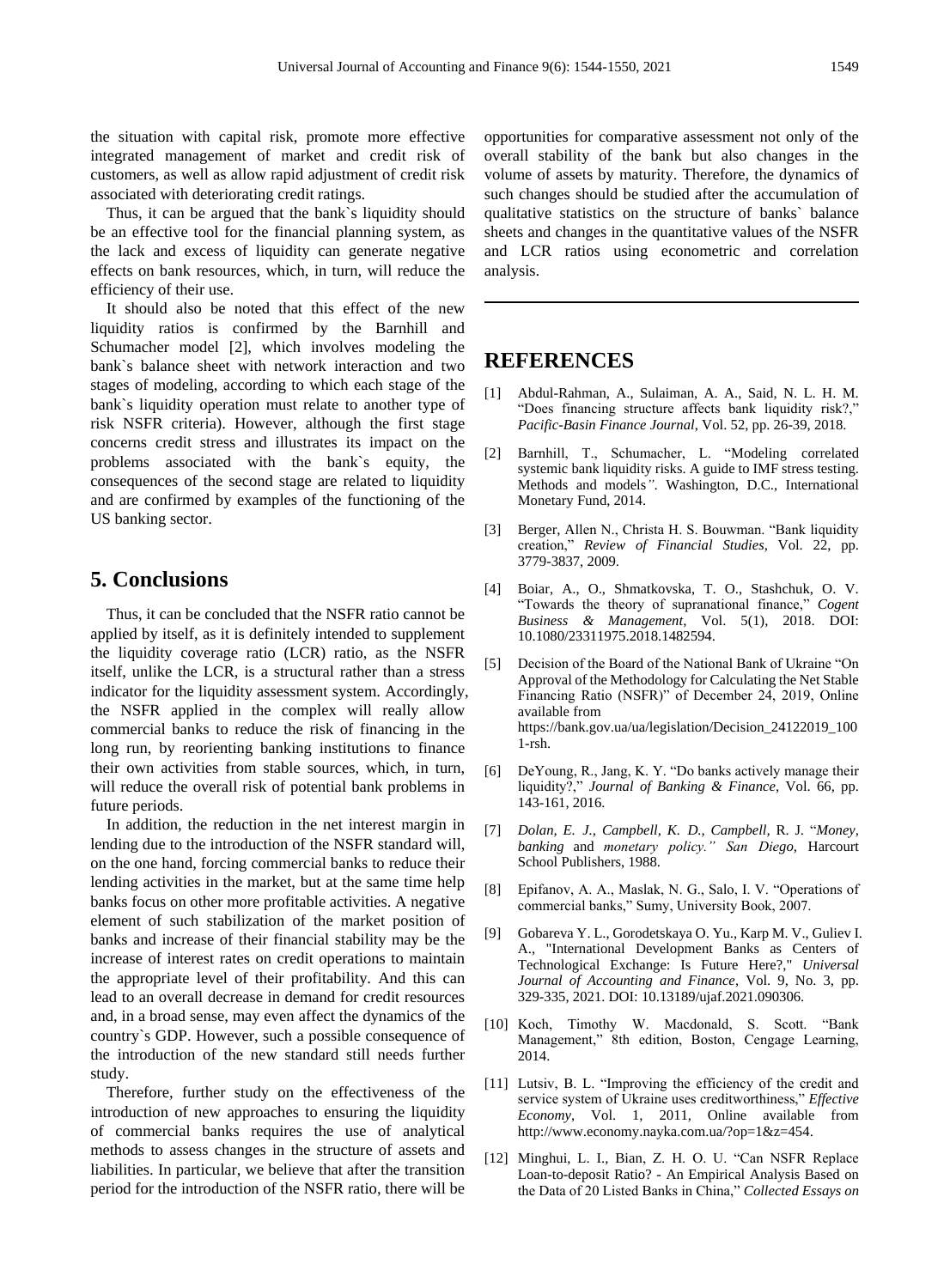the situation with capital risk, promote more effective integrated management of market and credit risk of customers, as well as allow rapid adjustment of credit risk associated with deteriorating credit ratings.

Thus, it can be argued that the bank`s liquidity should be an effective tool for the financial planning system, as the lack and excess of liquidity can generate negative effects on bank resources, which, in turn, will reduce the efficiency of their use.

It should also be noted that this effect of the new liquidity ratios is confirmed by the Barnhill and Schumacher model [2], which involves modeling the bank`s balance sheet with network interaction and two stages of modeling, according to which each stage of the bank`s liquidity operation must relate to another type of risk NSFR criteria). However, although the first stage concerns credit stress and illustrates its impact on the problems associated with the bank`s equity, the consequences of the second stage are related to liquidity and are confirmed by examples of the functioning of the US banking sector.

## 5. Conclusions

Thus, it can be concluded that the NSFR ratio cannot be applied by itself, as it is definitely intended to supplement the liquidity coverage ratio (LCR) ratio, as the NSFR itself, unlike the LCR, is a structural rather than a stress indicator for the liquidity assessment system. Accordingly, the NSFR applied in the complex will really allow commercial banks to reduce the risk of financing in the long run, by reorienting banking institutions to finance their own activities from stable sources, which, in turn, will reduce the overall risk of potential bank problems in future periods.

In addition, the reduction in the net interest margin in lending due to the introduction of the NSFR standard will, on the one hand, forcing commercial banks to reduce their lending activities in the market, but at the same time help banks focus on other more profitable activities. A negative element of such stabilization of the market position of banks and increase of their financial stability may be the increase of interest rates on credit operations to maintain the appropriate level of their profitability. And this can lead to an overall decrease in demand for credit resources and, in a broad sense, may even affect the dynamics of the country`s GDP. However, such a possible consequence of the introduction of the new standard still needs further study.

Therefore, further study on the effectiveness of the introduction of new approaches to ensuring the liquidity of commercial banks requires the use of analytical methods to assess changes in the structure of assets and liabilities. In particular, we believe that after the transition period for the introduction of the NSFR ratio, there will be opportunities for comparative assessment not only of the overall stability of the bank but also changes in the volume of assets by maturity. Therefore, the dynamics of such changes should be studied after the accumulation of qualitative statistics on the structure of banks` balance sheets and changes in the quantitative values of the NSFR and LCR ratios using econometric and correlation analysis.

# REFERENCES

[1] Abdul-Rahman, A., Sulaiman, A. A., Said, N. L. H. M. "Does financing structure affects bank liquidity risk?," *Pacific-Basin Finance Journal*, Vol. 52, pp. 26-39, 2018.

[2] Barnhill, T., Schumacher, L. "Modeling correlated systemic bank liquidity risks. A guide to IMF stress testing. Methods and models". Washington, D.C., International Monetary Fund, 2014.

[3] Berger, Allen N., Christa H. S. Bouwman. "Bank liquidity creation," *Review of Financial Studies*, Vol. 22, pp. 3779-3837, 2009.

[4] Boiar, A., O., Shmatkovska, T. O., Stashchuk, O. V. "Towards the theory of supranational finance," *Cogent Business & Management*, Vol. 5(1), 2018. DOI: 10.1080/23311975.2018.1482594.

[5] Decision of the Board of the National Bank of Ukraine "On Approval of the Methodology for Calculating the Net Stable Financing Ratio (NSFR)" of December 24, 2019, Online available from https://bank.gov.ua/ua/legislation/Decision_24122019_1001-rsh.

[6] DeYoung, R., Jang, K. Y. "Do banks actively manage their liquidity?," *Journal of Banking & Finance*, Vol. 66, pp. 143-161, 2016.

[7] *Dolan, E. J., Campbell, K. D., Campbell,* R. J. "*Money, banking* and *monetary policy." San Diego,* Harcourt School Publishers, 1988.

[8] Epifanov, A. A., Maslak, N. G., Salo, I. V. "Operations of commercial banks," Sumy, University Book, 2007.

[9] Gobareva Y. L., Gorodetskaya O. Yu., Karp M. V., Guliev I. A., "International Development Banks as Centers of Technological Exchange: Is Future Here?," *Universal Journal of Accounting and Finance*, Vol. 9, No. 3, pp. 329-335, 2021. DOI: 10.13189/ujaf.2021.090306.

[10] Koch, Timothy W. Macdonald, S. Scott. "Bank Management," 8th edition, Boston, Cengage Learning, 2014.

[11] Lutsiv, B. L. "Improving the efficiency of the credit and service system of Ukraine uses creditworthiness," *Effective Economy*, Vol. 1, 2011, Online available from http://www.economy.nayka.com.ua/?op=1&z=454.

[12] Minghui, L. I., Bian, Z. H. O. U. "Can NSFR Replace Loan-to-deposit Ratio? - An Empirical Analysis Based on the Data of 20 Listed Banks in China," *Collected Essays on*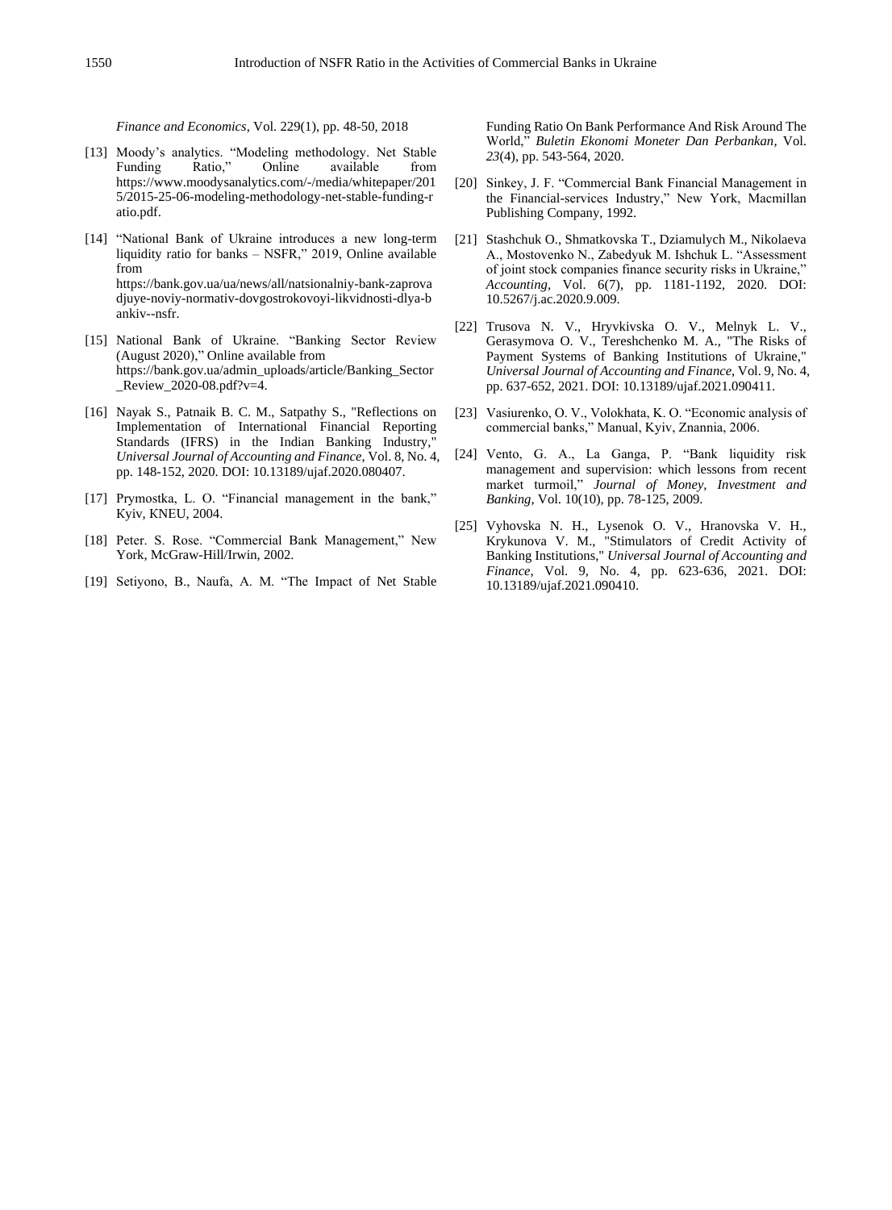*Finance and Economics*, Vol. 229(1), pp. 48-50, 2018

[13] Moody's analytics. "Modeling methodology. Net Stable Funding Ratio," Online available from https://www.moodysanalytics.com/-/media/whitepaper/2015/2015-25-06-modeling-methodology-net-stable-funding-ratio.pdf.

[14] "National Bank of Ukraine introduces a new long-term liquidity ratio for banks – NSFR," 2019, Online available from https://bank.gov.ua/ua/news/all/natsionalniy-bank-zaprovadjuye-noviy-normativ-dovgostrokovoyi-likvidnosti-dlya-bankiv--nsfr.

[15] National Bank of Ukraine. "Banking Sector Review (August 2020)," Online available from https://bank.gov.ua/admin_uploads/article/Banking_Sector_Review_2020-08.pdf?v=4.

[16] Nayak S., Patnaik B. C. M., Satpathy S., "Reflections on Implementation of International Financial Reporting Standards (IFRS) in the Indian Banking Industry," *Universal Journal of Accounting and Finance*, Vol. 8, No. 4, pp. 148-152, 2020. DOI: 10.13189/ujaf.2020.080407.

[17] Prymostka, L. O. "Financial management in the bank," Kyiv, KNEU, 2004.

[18] Peter. S. Rose. "Commercial Bank Management," New York, McGraw-Hill/Irwin, 2002.

[19] Setiyono, B., Naufa, A. M. "The Impact of Net Stable Funding Ratio On Bank Performance And Risk Around The World," *Buletin Ekonomi Moneter Dan Perbankan*, Vol. *23*(4), pp. 543-564, 2020.

[20] Sinkey, J. F. "Commercial Bank Financial Management in the Financial-services Industry," New York, Macmillan Publishing Company, 1992.

[21] Stashchuk O., Shmatkovska T., Dziamulych M., Nikolaeva A., Mostovenko N., Zabedyuk M. Ishchuk L. "Assessment of joint stock companies finance security risks in Ukraine," *Accounting*, Vol. 6(7), pp. 1181-1192, 2020. DOI: 10.5267/j.ac.2020.9.009.

[22] Trusova N. V., Hryvkivska O. V., Melnyk L. V., Gerasymova O. V., Tereshchenko M. A., "The Risks of Payment Systems of Banking Institutions of Ukraine," *Universal Journal of Accounting and Finance*, Vol. 9, No. 4, pp. 637-652, 2021. DOI: 10.13189/ujaf.2021.090411.

[23] Vasiurenko, O. V., Volokhata, K. O. "Economic analysis of commercial banks," Manual, Kyiv, Znannia, 2006.

[24] Vento, G. A., La Ganga, P. "Bank liquidity risk management and supervision: which lessons from recent market turmoil," *Journal of Money, Investment and Banking*, Vol. 10(10), pp. 78-125, 2009.

[25] Vyhovska N. H., Lysenok O. V., Hranovska V. H., Krykunova V. M., "Stimulators of Credit Activity of Banking Institutions," *Universal Journal of Accounting and Finance*, Vol. 9, No. 4, pp. 623-636, 2021. DOI: 10.13189/ujaf.2021.090410.